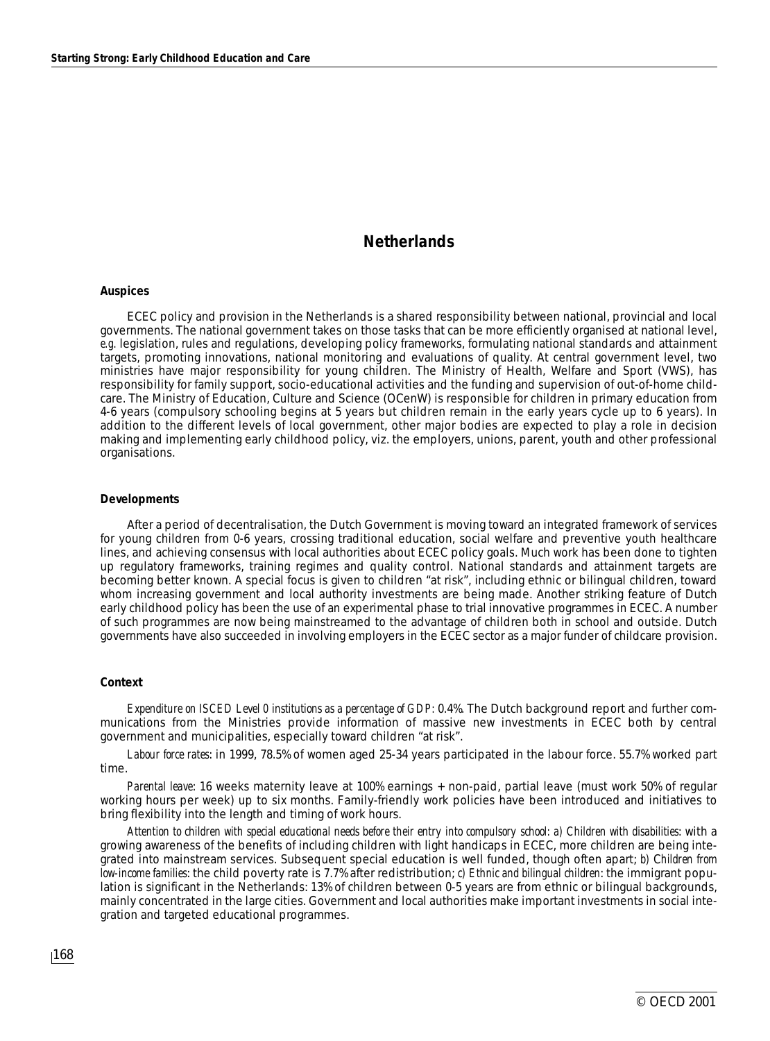# Netherlands

### Auspices

ECEC policy and provision in the Netherlands is a shared responsibility between national, provincial and local governments. The national government takes on those tasks that can be more efficiently organised at national level, *e.g.* legislation, rules and regulations, developing policy frameworks, formulating national standards and attainment targets, promoting innovations, national monitoring and evaluations of quality. At central government level, two ministries have major responsibility for young children. The Ministry of Health, Welfare and Sport (VWS), has responsibility for family support, socio-educational activities and the funding and supervision of out-of-home childcare. The Ministry of Education, Culture and Science (OCenW) is responsible for children in primary education from 4-6 years (compulsory schooling begins at 5 years but children remain in the early years cycle up to 6 years). In addition to the different levels of local government, other major bodies are expected to play a role in decision making and implementing early childhood policy, viz. the employers, unions, parent, youth and other professional organisations.

### Developments

After a period of decentralisation, the Dutch Government is moving toward an integrated framework of services for young children from 0-6 years, crossing traditional education, social welfare and preventive youth healthcare lines, and achieving consensus with local authorities about ECEC policy goals. Much work has been done to tighten up regulatory frameworks, training regimes and quality control. National standards and attainment targets are becoming better known. A special focus is given to children "at risk", including ethnic or bilingual children, toward whom increasing government and local authority investments are being made. Another striking feature of Dutch early childhood policy has been the use of an experimental phase to trial innovative programmes in ECEC. A number of such programmes are now being mainstreamed to the advantage of children both in school and outside. Dutch governments have also succeeded in involving employers in the ECEC sector as a major funder of childcare provision.

### Context

*Expenditure on ISCED Level 0 institutions as a percentage of GDP*: 0.4%. The Dutch background report and further communications from the Ministries provide information of massive new investments in ECEC both by central government and municipalities, especially toward children "at risk".

*Labour force rates*: in 1999, 78.5% of women aged 25-34 years participated in the labour force. 55.7% worked part time.

*Parental leave*: 16 weeks maternity leave at 100% earnings + non-paid, partial leave (must work 50% of regular working hours per week) up to six months. Family-friendly work policies have been introduced and initiatives to bring flexibility into the length and timing of work hours.

*Attention to children with special educational needs before their entry into compulsory school: a) Children with disabilities*: with a growing awareness of the benefits of including children with light handicaps in ECEC, more children are being integrated into mainstream services. Subsequent special education is well funded, though often apart; *b) Children from low-income families*: the child poverty rate is 7.7% after redistribution; *c) Ethnic and bilingual children*: the immigrant population is significant in the Netherlands: 13% of children between 0-5 years are from ethnic or bilingual backgrounds, mainly concentrated in the large cities. Government and local authorities make important investments in social integration and targeted educational programmes.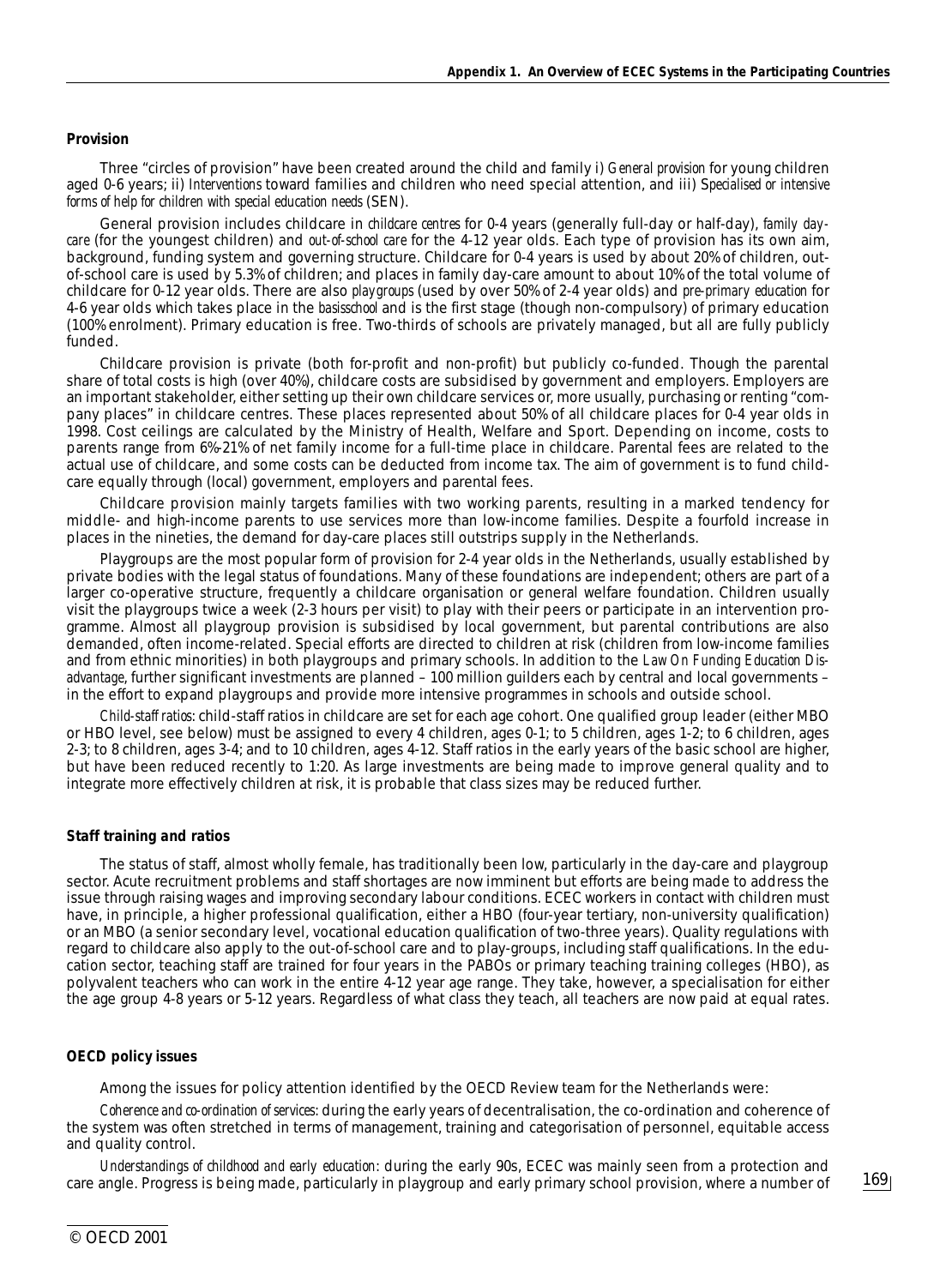**Provision**

Three "circles of provision" have been created around the child and family i) *General provision* for young children aged 0-6 years; ii) *Interventions* toward families and children who need special attention, and iii) *Specialised or intensive forms of help for children with special education needs* (SEN).

General provision includes childcare in *childcare centres* for 0-4 years (generally full-day or half-day), *family day-care* (for the youngest children) and *out-of-school care* for the 4-12 year olds. Each type of provision has its own aim, background, funding system and governing structure. Childcare for 0-4 years is used by about 20% of children, out-of-school care is used by 5.3% of children; and places in family day-care amount to about 10% of the total volume of childcare for 0-12 year olds. There are also *playgroups* (used by over 50% of 2-4 year olds) and *pre-primary education* for 4-6 year olds which takes place in the *basisschool* and is the first stage (though non-compulsory) of primary education (100% enrolment). Primary education is free. Two-thirds of schools are privately managed, but all are fully publicly funded.

Childcare provision is private (both for-profit and non-profit) but publicly co-funded. Though the parental share of total costs is high (over 40%), childcare costs are subsidised by government and employers. Employers are an important stakeholder, either setting up their own childcare services or, more usually, purchasing or renting "company places" in childcare centres. These places represented about 50% of all childcare places for 0-4 year olds in 1998. Cost ceilings are calculated by the Ministry of Health, Welfare and Sport. Depending on income, costs to parents range from 6%-21% of net family income for a full-time place in childcare. Parental fees are related to the actual use of childcare, and some costs can be deducted from income tax. The aim of government is to fund childcare equally through (local) government, employers and parental fees.

Childcare provision mainly targets families with two working parents, resulting in a marked tendency for middle- and high-income parents to use services more than low-income families. Despite a fourfold increase in places in the nineties, the demand for day-care places still outstrips supply in the Netherlands.

Playgroups are the most popular form of provision for 2-4 year olds in the Netherlands, usually established by private bodies with the legal status of foundations. Many of these foundations are independent; others are part of a larger co-operative structure, frequently a childcare organisation or general welfare foundation. Children usually visit the playgroups twice a week (2-3 hours per visit) to play with their peers or participate in an intervention programme. Almost all playgroup provision is subsidised by local government, but parental contributions are also demanded, often income-related. Special efforts are directed to children at risk (children from low-income families and from ethnic minorities) in both playgroups and primary schools. In addition to the *Law On Funding Education Disadvantage*, further significant investments are planned – 100 million guilders each by central and local governments – in the effort to expand playgroups and provide more intensive programmes in schools and outside school.

*Child-staff ratios*: child-staff ratios in childcare are set for each age cohort. One qualified group leader (either MBO or HBO level, see below) must be assigned to every 4 children, ages 0-1; to 5 children, ages 1-2; to 6 children, ages 2-3; to 8 children, ages 3-4; and to 10 children, ages 4-12. Staff ratios in the early years of the basic school are higher, but have been reduced recently to 1:20. As large investments are being made to improve general quality and to integrate more effectively children at risk, it is probable that class sizes may be reduced further.

**Staff training and ratios**

The status of staff, almost wholly female, has traditionally been low, particularly in the day-care and playgroup sector. Acute recruitment problems and staff shortages are now imminent but efforts are being made to address the issue through raising wages and improving secondary labour conditions. ECEC workers in contact with children must have, in principle, a higher professional qualification, either a HBO (four-year tertiary, non-university qualification) or an MBO (a senior secondary level, vocational education qualification of two-three years). Quality regulations with regard to childcare also apply to the out-of-school care and to play-groups, including staff qualifications. In the education sector, teaching staff are trained for four years in the PABOs or primary teaching training colleges (HBO), as polyvalent teachers who can work in the entire 4-12 year age range. They take, however, a specialisation for either the age group 4-8 years or 5-12 years. Regardless of what class they teach, all teachers are now paid at equal rates.

**OECD policy issues**

Among the issues for policy attention identified by the OECD Review team for the Netherlands were:

*Coherence and co-ordination of services*: during the early years of decentralisation, the co-ordination and coherence of the system was often stretched in terms of management, training and categorisation of personnel, equitable access and quality control.

*Understandings of childhood and early education*: during the early 90s, ECEC was mainly seen from a protection and care angle. Progress is being made, particularly in playgroup and early primary school provision, where a number of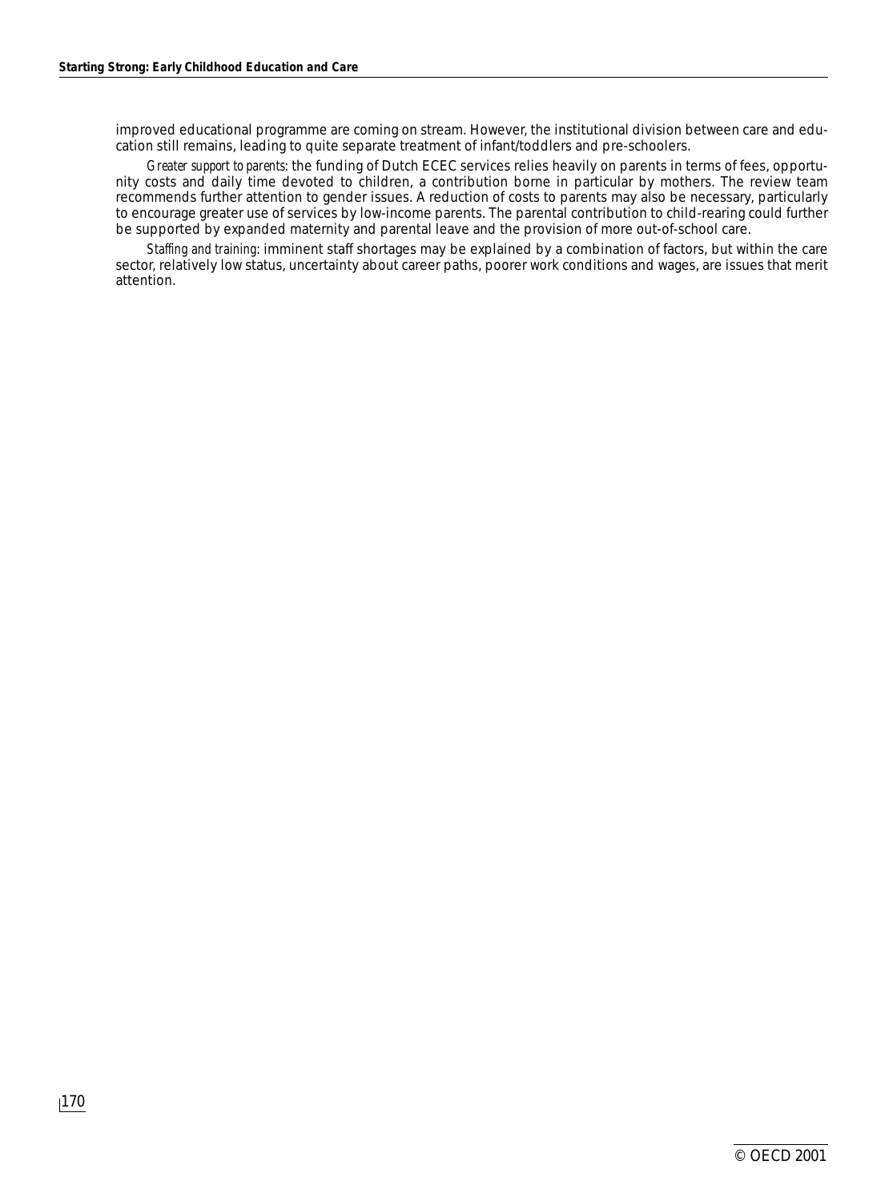improved educational programme are coming on stream. However, the institutional division between care and education still remains, leading to quite separate treatment of infant/toddlers and pre-schoolers.

*Greater support to parents*: the funding of Dutch ECEC services relies heavily on parents in terms of fees, opportunity costs and daily time devoted to children, a contribution borne in particular by mothers. The review team recommends further attention to gender issues. A reduction of costs to parents may also be necessary, particularly to encourage greater use of services by low-income parents. The parental contribution to child-rearing could further be supported by expanded maternity and parental leave and the provision of more out-of-school care.

*Staffing and training*: imminent staff shortages may be explained by a combination of factors, but within the care sector, relatively low status, uncertainty about career paths, poorer work conditions and wages, are issues that merit attention.